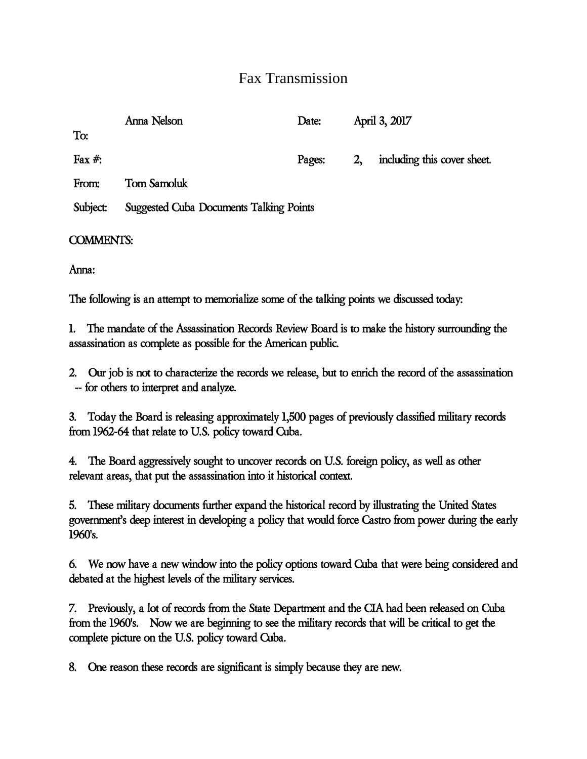# Fax Transmission

| | | | |
|---|---|---|---|
| To: | Anna Nelson | Date: | April 3, 2017 |
| Fax #: | | Pages: | 2, including this cover sheet. |
| From: | Tom Samoluk | | |
| Subject: | Suggested Cuba Documents Talking Points | | |

COMMENTS:

Anna:

The following is an attempt to memorialize some of the talking points we discussed today:

1. The mandate of the Assassination Records Review Board is to make the history surrounding the assassination as complete as possible for the American public.

2. Our job is not to characterize the records we release, but to enrich the record of the assassination -- for others to interpret and analyze.

3. Today the Board is releasing approximately 1,500 pages of previously classified military records from 1962-64 that relate to U.S. policy toward Cuba.

4. The Board aggressively sought to uncover records on U.S. foreign policy, as well as other relevant areas, that put the assassination into it historical context.

5. These military documents further expand the historical record by illustrating the United States government's deep interest in developing a policy that would force Castro from power during the early 1960's.

6. We now have a new window into the policy options toward Cuba that were being considered and debated at the highest levels of the military services.

7. Previously, a lot of records from the State Department and the CIA had been released on Cuba from the 1960's. Now we are beginning to see the military records that will be critical to get the complete picture on the U.S. policy toward Cuba.

8. One reason these records are significant is simply because they are new.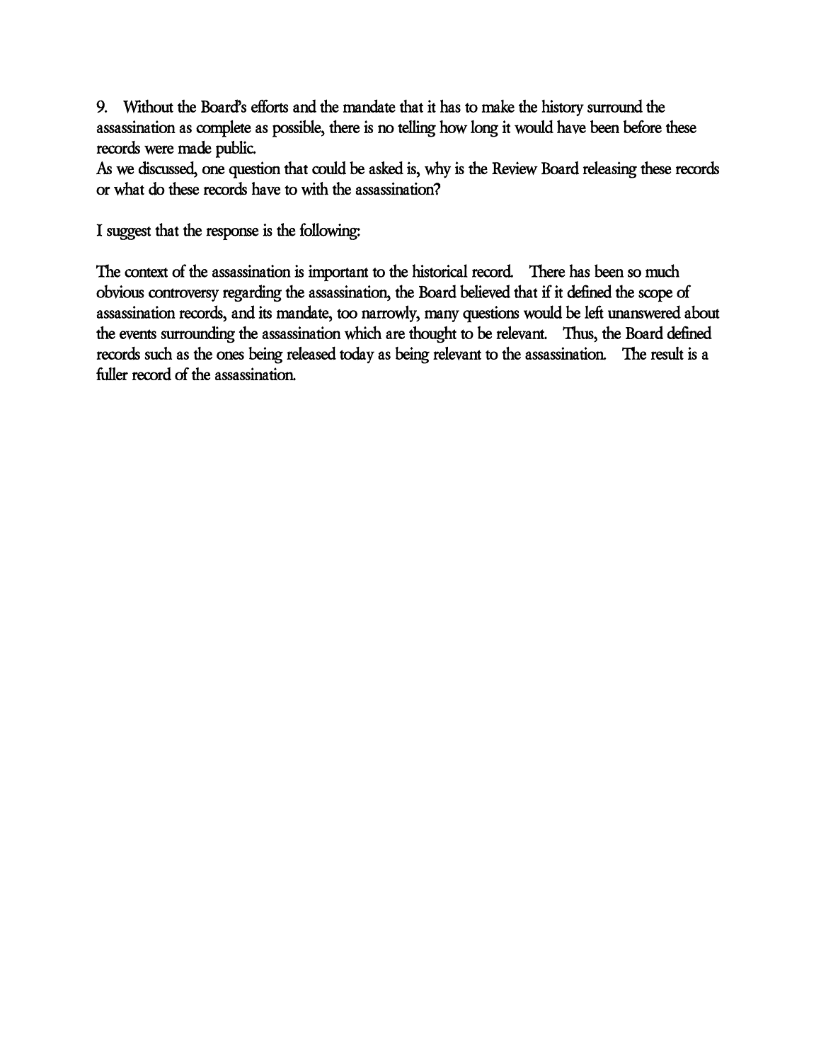9. Without the Board's efforts and the mandate that it has to make the history surround the assassination as complete as possible, there is no telling how long it would have been before these records were made public.

As we discussed, one question that could be asked is, why is the Review Board releasing these records or what do these records have to with the assassination?

I suggest that the response is the following:

The context of the assassination is important to the historical record. There has been so much obvious controversy regarding the assassination, the Board believed that if it defined the scope of assassination records, and its mandate, too narrowly, many questions would be left unanswered about the events surrounding the assassination which are thought to be relevant. Thus, the Board defined records such as the ones being released today as being relevant to the assassination. The result is a fuller record of the assassination.